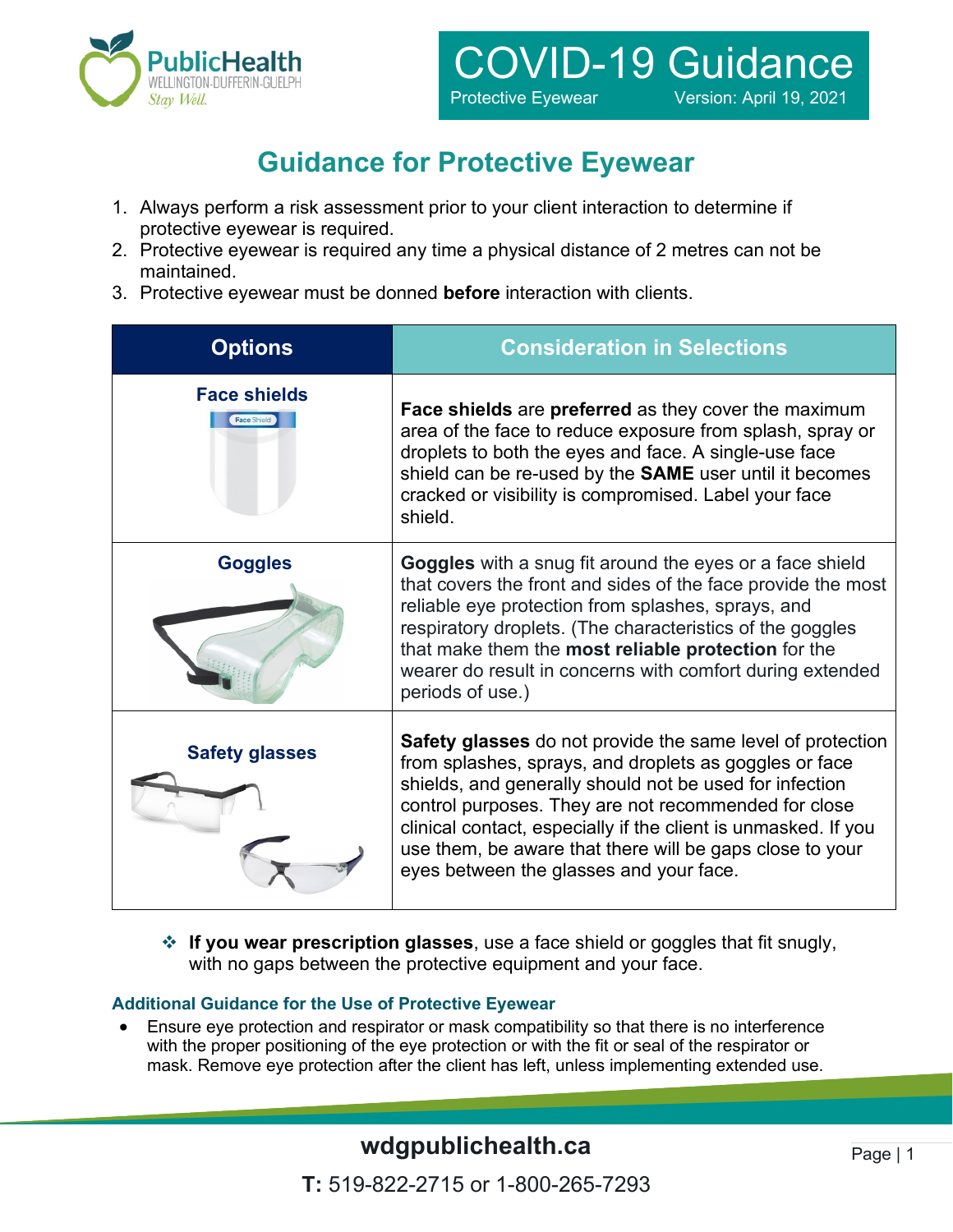# COVID-19 Guidance

Protective Eyewear Version: April 19, 2021

## Guidance for Protective Eyewear

1. Always perform a risk assessment prior to your client interaction to determine if protective eyewear is required.
2. Protective eyewear is required any time a physical distance of 2 metres can not be maintained.
3. Protective eyewear must be donned **before** interaction with clients.

| Options | Consideration in Selections |
| --- | --- |
| Face shields | **Face shields** are **preferred** as they cover the maximum area of the face to reduce exposure from splash, spray or droplets to both the eyes and face. A single-use face shield can be re-used by the **SAME** user until it becomes cracked or visibility is compromised. Label your face shield. |
| Goggles | **Goggles** with a snug fit around the eyes or a face shield that covers the front and sides of the face provide the most reliable eye protection from splashes, sprays, and respiratory droplets. (The characteristics of the goggles that make them the **most reliable protection** for the wearer do result in concerns with comfort during extended periods of use.) |
| Safety glasses | **Safety glasses** do not provide the same level of protection from splashes, sprays, and droplets as goggles or face shields, and generally should not be used for infection control purposes. They are not recommended for close clinical contact, especially if the client is unmasked. If you use them, be aware that there will be gaps close to your eyes between the glasses and your face. |

- **If you wear prescription glasses**, use a face shield or goggles that fit snugly, with no gaps between the protective equipment and your face.

### Additional Guidance for the Use of Protective Eyewear

- Ensure eye protection and respirator or mask compatibility so that there is no interference with the proper positioning of the eye protection or with the fit or seal of the respirator or mask. Remove eye protection after the client has left, unless implementing extended use.

wdgpublichealth.ca

**T:** 519-822-2715 or 1-800-265-7293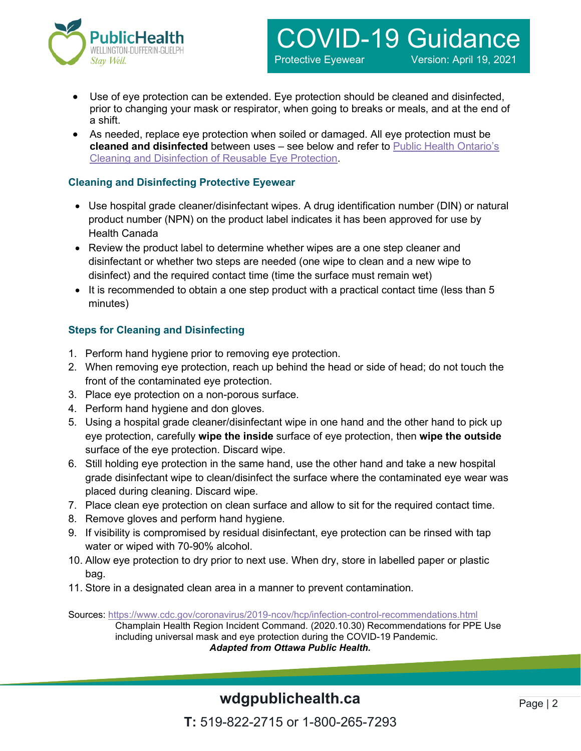- Use of eye protection can be extended. Eye protection should be cleaned and disinfected, prior to changing your mask or respirator, when going to breaks or meals, and at the end of a shift.
- As needed, replace eye protection when soiled or damaged. All eye protection must be **cleaned and disinfected** between uses – see below and refer to Public Health Ontario's Cleaning and Disinfection of Reusable Eye Protection.

### Cleaning and Disinfecting Protective Eyewear

- Use hospital grade cleaner/disinfectant wipes. A drug identification number (DIN) or natural product number (NPN) on the product label indicates it has been approved for use by Health Canada
- Review the product label to determine whether wipes are a one step cleaner and disinfectant or whether two steps are needed (one wipe to clean and a new wipe to disinfect) and the required contact time (time the surface must remain wet)
- It is recommended to obtain a one step product with a practical contact time (less than 5 minutes)

### Steps for Cleaning and Disinfecting

1. Perform hand hygiene prior to removing eye protection.
2. When removing eye protection, reach up behind the head or side of head; do not touch the front of the contaminated eye protection.
3. Place eye protection on a non-porous surface.
4. Perform hand hygiene and don gloves.
5. Using a hospital grade cleaner/disinfectant wipe in one hand and the other hand to pick up eye protection, carefully **wipe the inside** surface of eye protection, then **wipe the outside** surface of the eye protection. Discard wipe.
6. Still holding eye protection in the same hand, use the other hand and take a new hospital grade disinfectant wipe to clean/disinfect the surface where the contaminated eye wear was placed during cleaning. Discard wipe.
7. Place clean eye protection on clean surface and allow to sit for the required contact time.
8. Remove gloves and perform hand hygiene.
9. If visibility is compromised by residual disinfectant, eye protection can be rinsed with tap water or wiped with 70-90% alcohol.
10. Allow eye protection to dry prior to next use. When dry, store in labelled paper or plastic bag.
11. Store in a designated clean area in a manner to prevent contamination.

Sources: https://www.cdc.gov/coronavirus/2019-ncov/hcp/infection-control-recommendations.html
Champlain Health Region Incident Command. (2020.10.30) Recommendations for PPE Use including universal mask and eye protection during the COVID-19 Pandemic.
***Adapted from Ottawa Public Health.***

**wdgpublichealth.ca**

**T:** 519-822-2715 or 1-800-265-7293